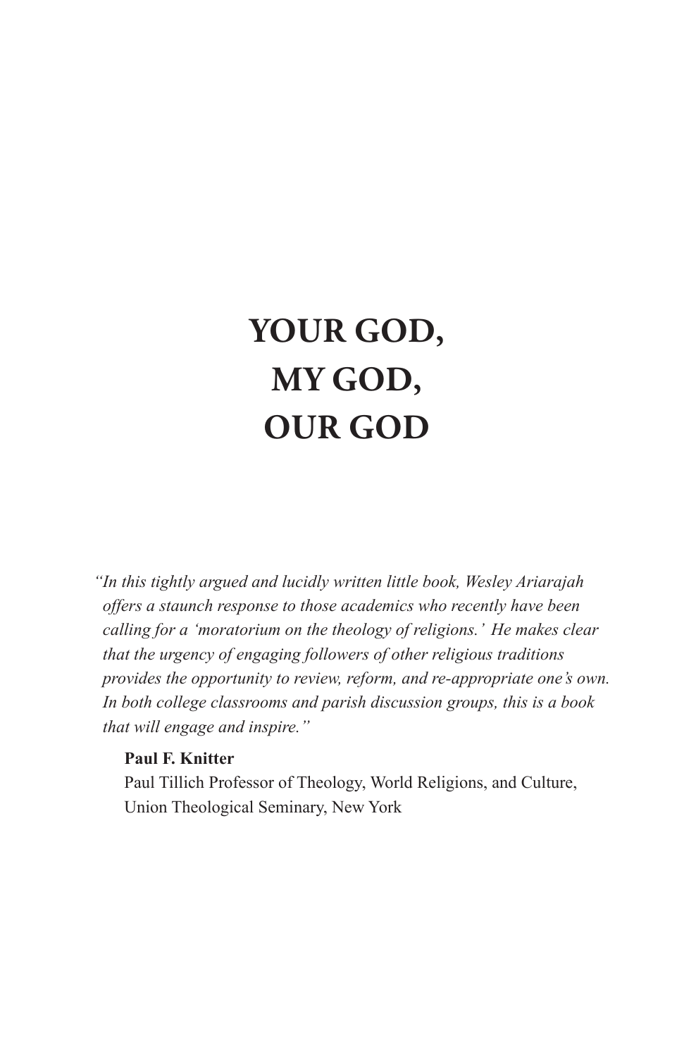# YOUR GOD, MY GOD, OUR GOD

*"In this tightly argued and lucidly written little book, Wesley Ariarajah offers a staunch response to those academics who recently have been calling for a 'moratorium on the theology of religions.' He makes clear that the urgency of engaging followers of other religious traditions provides the opportunity to review, reform, and re-appropriate one's own. In both college classrooms and parish discussion groups, this is a book that will engage and inspire."*

**Paul F. Knitter**
Paul Tillich Professor of Theology, World Religions, and Culture, Union Theological Seminary, New York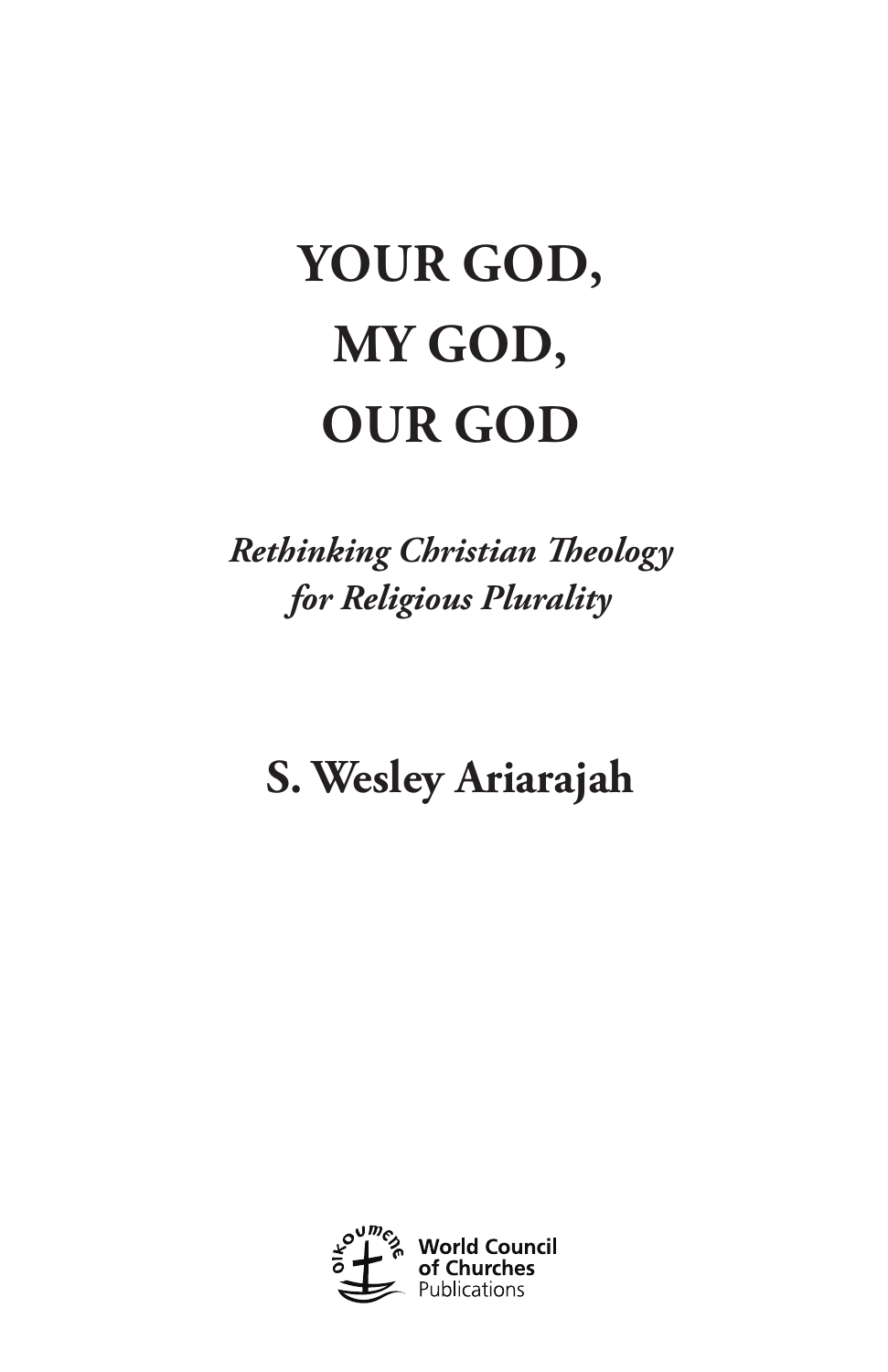# YOUR GOD, MY GOD, OUR GOD

*Rethinking Christian Theology for Religious Plurality*

**S. Wesley Ariarajah**

**World Council of Churches**
Publications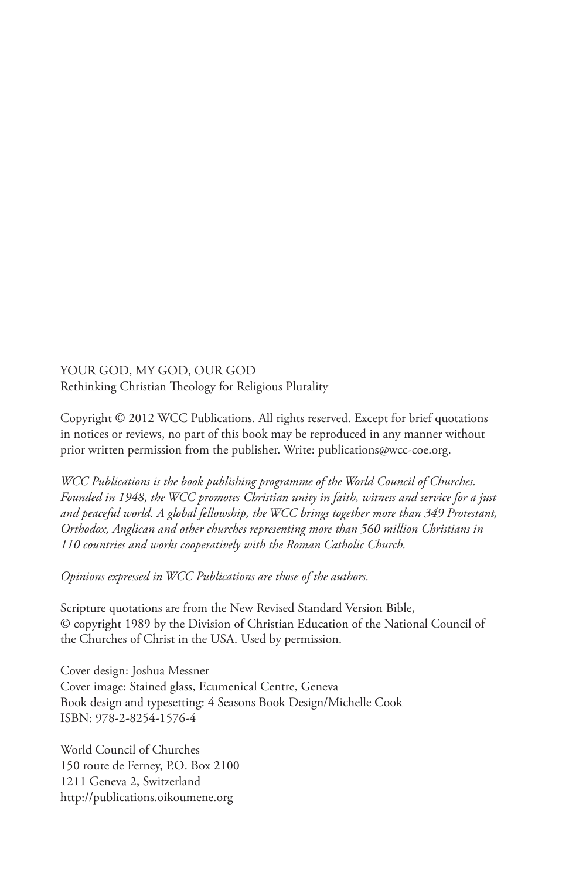YOUR GOD, MY GOD, OUR GOD
Rethinking Christian Theology for Religious Plurality

Copyright © 2012 WCC Publications. All rights reserved. Except for brief quotations in notices or reviews, no part of this book may be reproduced in any manner without prior written permission from the publisher. Write: publications@wcc-coe.org.

*WCC Publications is the book publishing programme of the World Council of Churches. Founded in 1948, the WCC promotes Christian unity in faith, witness and service for a just and peaceful world. A global fellowship, the WCC brings together more than 349 Protestant, Orthodox, Anglican and other churches representing more than 560 million Christians in 110 countries and works cooperatively with the Roman Catholic Church.*

*Opinions expressed in WCC Publications are those of the authors.*

Scripture quotations are from the New Revised Standard Version Bible, © copyright 1989 by the Division of Christian Education of the National Council of the Churches of Christ in the USA. Used by permission.

Cover design: Joshua Messner
Cover image: Stained glass, Ecumenical Centre, Geneva
Book design and typesetting: 4 Seasons Book Design/Michelle Cook
ISBN: 978-2-8254-1576-4

World Council of Churches
150 route de Ferney, P.O. Box 2100
1211 Geneva 2, Switzerland
http://publications.oikoumene.org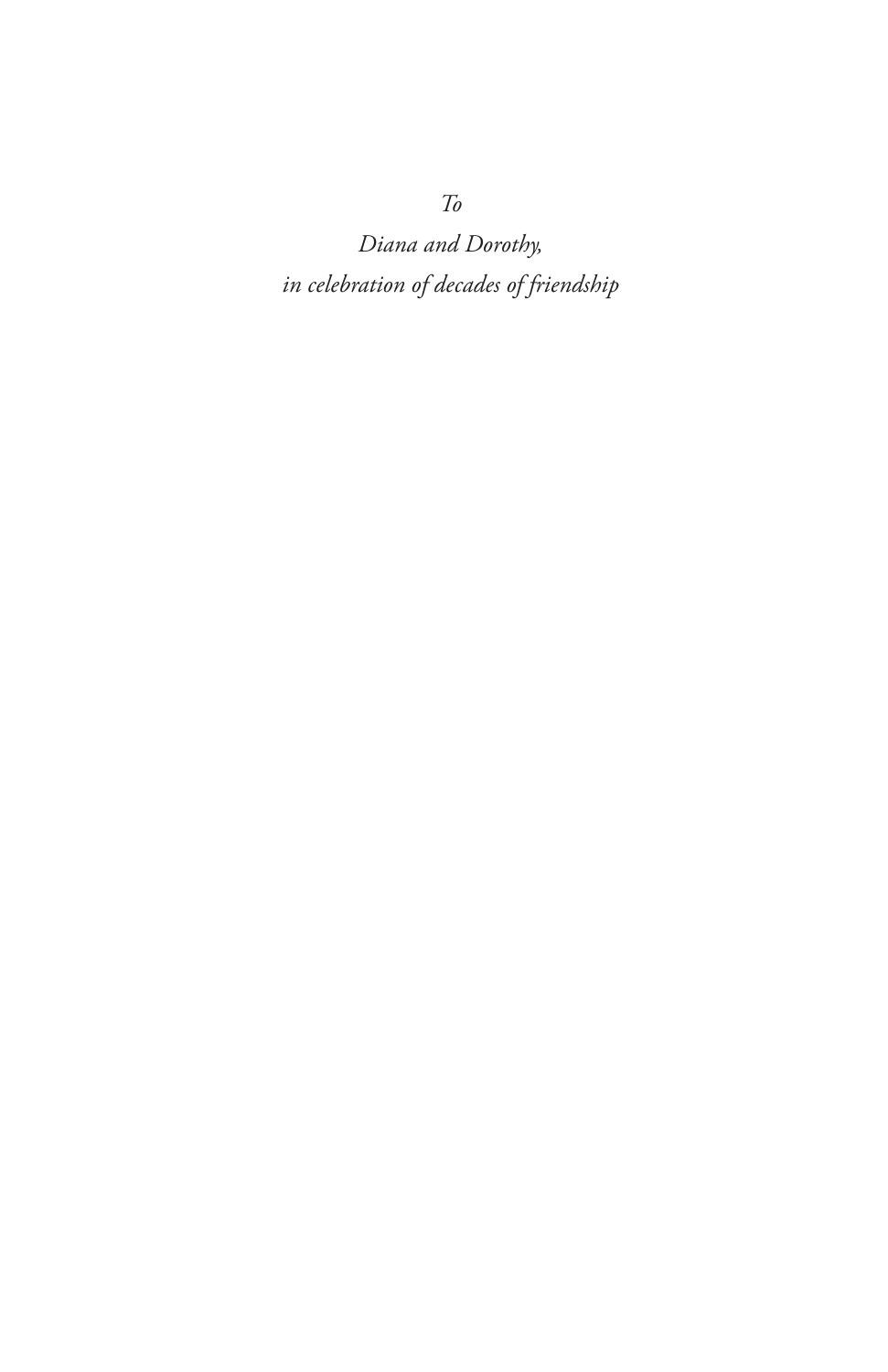*To*

*Diana and Dorothy,*

*in celebration of decades of friendship*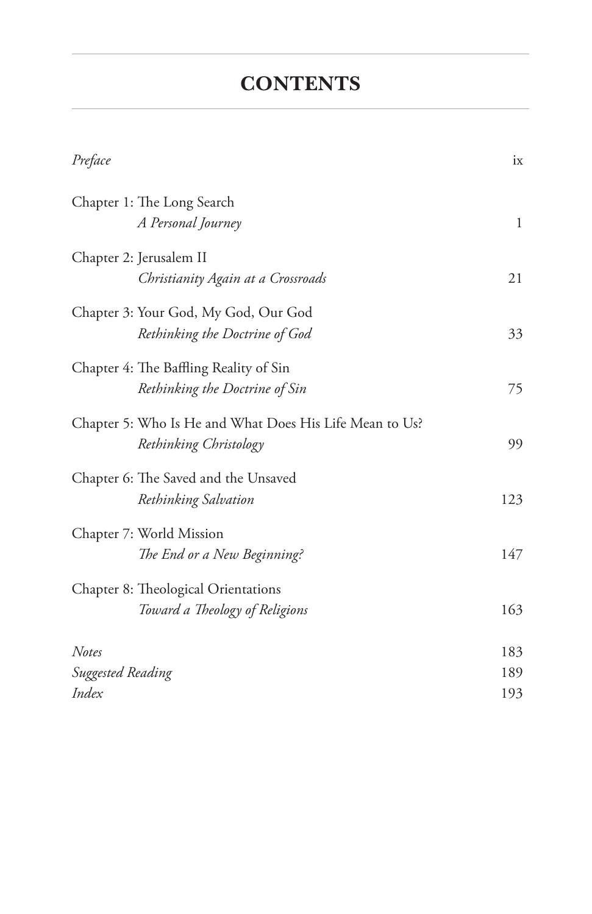# CONTENTS

| | |
|---|---|
| *Preface* | ix |
| Chapter 1: The Long Search<br>*A Personal Journey* | 1 |
| Chapter 2: Jerusalem II<br>*Christianity Again at a Crossroads* | 21 |
| Chapter 3: Your God, My God, Our God<br>*Rethinking the Doctrine of God* | 33 |
| Chapter 4: The Baffling Reality of Sin<br>*Rethinking the Doctrine of Sin* | 75 |
| Chapter 5: Who Is He and What Does His Life Mean to Us?<br>*Rethinking Christology* | 99 |
| Chapter 6: The Saved and the Unsaved<br>*Rethinking Salvation* | 123 |
| Chapter 7: World Mission<br>*The End or a New Beginning?* | 147 |
| Chapter 8: Theological Orientations<br>*Toward a Theology of Religions* | 163 |
| *Notes* | 183 |
| *Suggested Reading* | 189 |
| *Index* | 193 |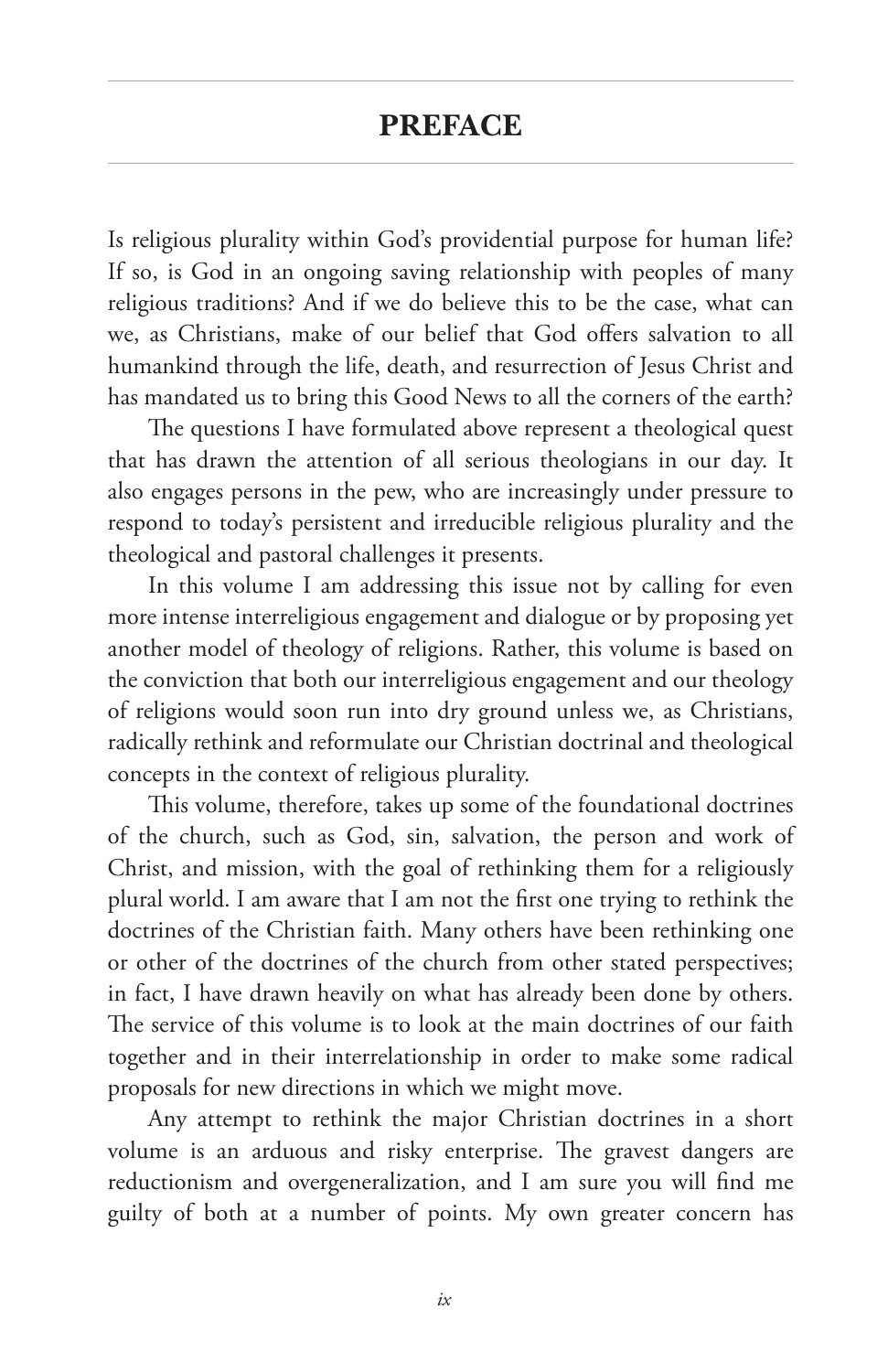# PREFACE

Is religious plurality within God's providential purpose for human life? If so, is God in an ongoing saving relationship with peoples of many religious traditions? And if we do believe this to be the case, what can we, as Christians, make of our belief that God offers salvation to all humankind through the life, death, and resurrection of Jesus Christ and has mandated us to bring this Good News to all the corners of the earth?

The questions I have formulated above represent a theological quest that has drawn the attention of all serious theologians in our day. It also engages persons in the pew, who are increasingly under pressure to respond to today's persistent and irreducible religious plurality and the theological and pastoral challenges it presents.

In this volume I am addressing this issue not by calling for even more intense interreligious engagement and dialogue or by proposing yet another model of theology of religions. Rather, this volume is based on the conviction that both our interreligious engagement and our theology of religions would soon run into dry ground unless we, as Christians, radically rethink and reformulate our Christian doctrinal and theological concepts in the context of religious plurality.

This volume, therefore, takes up some of the foundational doctrines of the church, such as God, sin, salvation, the person and work of Christ, and mission, with the goal of rethinking them for a religiously plural world. I am aware that I am not the first one trying to rethink the doctrines of the Christian faith. Many others have been rethinking one or other of the doctrines of the church from other stated perspectives; in fact, I have drawn heavily on what has already been done by others. The service of this volume is to look at the main doctrines of our faith together and in their interrelationship in order to make some radical proposals for new directions in which we might move.

Any attempt to rethink the major Christian doctrines in a short volume is an arduous and risky enterprise. The gravest dangers are reductionism and overgeneralization, and I am sure you will find me guilty of both at a number of points. My own greater concern has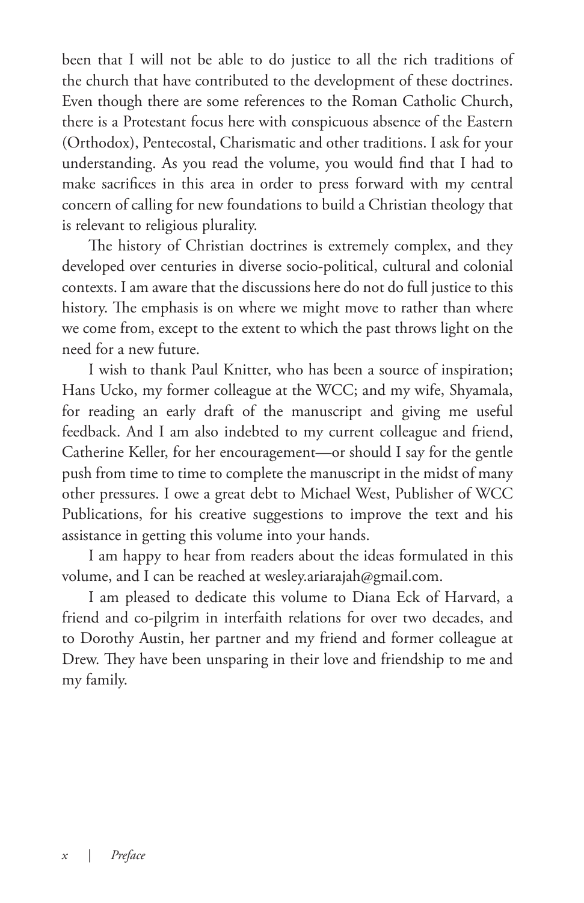been that I will not be able to do justice to all the rich traditions of the church that have contributed to the development of these doctrines. Even though there are some references to the Roman Catholic Church, there is a Protestant focus here with conspicuous absence of the Eastern (Orthodox), Pentecostal, Charismatic and other traditions. I ask for your understanding. As you read the volume, you would find that I had to make sacrifices in this area in order to press forward with my central concern of calling for new foundations to build a Christian theology that is relevant to religious plurality.

The history of Christian doctrines is extremely complex, and they developed over centuries in diverse socio-political, cultural and colonial contexts. I am aware that the discussions here do not do full justice to this history. The emphasis is on where we might move to rather than where we come from, except to the extent to which the past throws light on the need for a new future.

I wish to thank Paul Knitter, who has been a source of inspiration; Hans Ucko, my former colleague at the WCC; and my wife, Shyamala, for reading an early draft of the manuscript and giving me useful feedback. And I am also indebted to my current colleague and friend, Catherine Keller, for her encouragement—or should I say for the gentle push from time to time to complete the manuscript in the midst of many other pressures. I owe a great debt to Michael West, Publisher of WCC Publications, for his creative suggestions to improve the text and his assistance in getting this volume into your hands.

I am happy to hear from readers about the ideas formulated in this volume, and I can be reached at wesley.ariarajah@gmail.com.

I am pleased to dedicate this volume to Diana Eck of Harvard, a friend and co-pilgrim in interfaith relations for over two decades, and to Dorothy Austin, her partner and my friend and former colleague at Drew. They have been unsparing in their love and friendship to me and my family.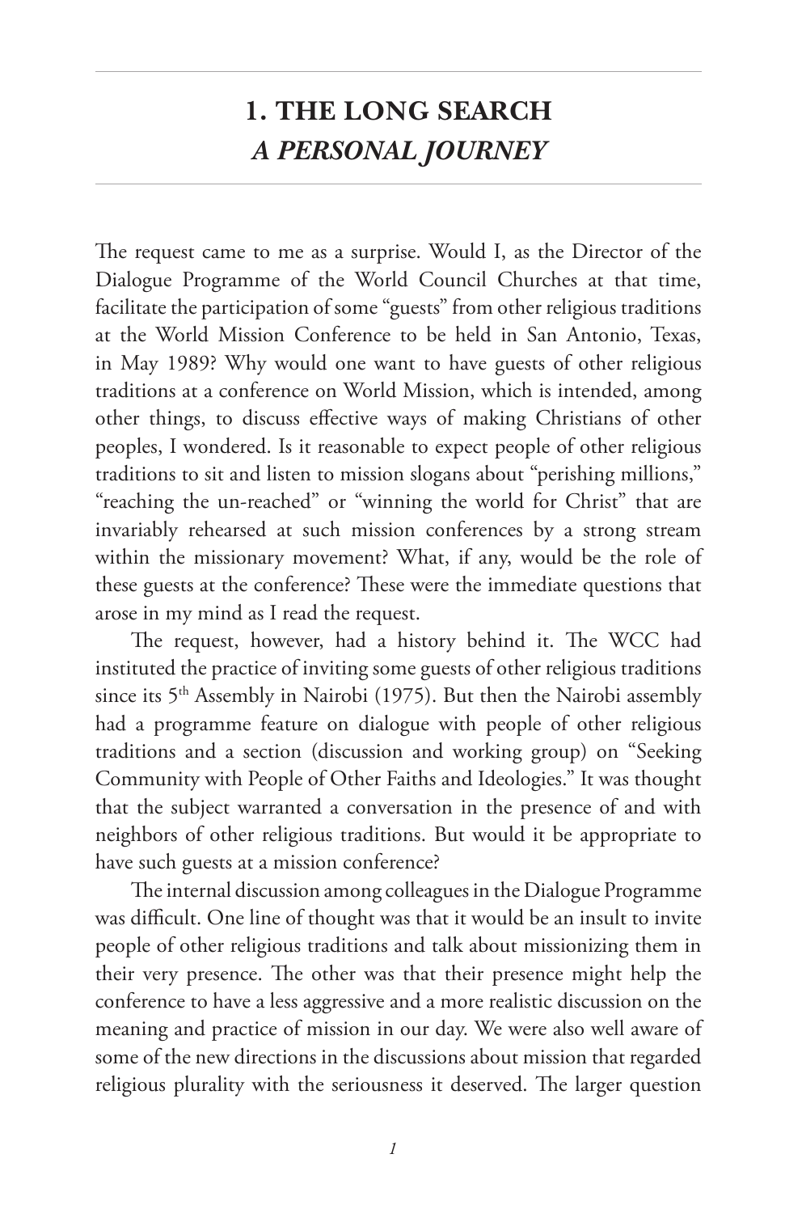# 1. THE LONG SEARCH
## *A PERSONAL JOURNEY*

The request came to me as a surprise. Would I, as the Director of the Dialogue Programme of the World Council Churches at that time, facilitate the participation of some "guests" from other religious traditions at the World Mission Conference to be held in San Antonio, Texas, in May 1989? Why would one want to have guests of other religious traditions at a conference on World Mission, which is intended, among other things, to discuss effective ways of making Christians of other peoples, I wondered. Is it reasonable to expect people of other religious traditions to sit and listen to mission slogans about "perishing millions," "reaching the un-reached" or "winning the world for Christ" that are invariably rehearsed at such mission conferences by a strong stream within the missionary movement? What, if any, would be the role of these guests at the conference? These were the immediate questions that arose in my mind as I read the request.

The request, however, had a history behind it. The WCC had instituted the practice of inviting some guests of other religious traditions since its 5th Assembly in Nairobi (1975). But then the Nairobi assembly had a programme feature on dialogue with people of other religious traditions and a section (discussion and working group) on "Seeking Community with People of Other Faiths and Ideologies." It was thought that the subject warranted a conversation in the presence of and with neighbors of other religious traditions. But would it be appropriate to have such guests at a mission conference?

The internal discussion among colleagues in the Dialogue Programme was difficult. One line of thought was that it would be an insult to invite people of other religious traditions and talk about missionizing them in their very presence. The other was that their presence might help the conference to have a less aggressive and a more realistic discussion on the meaning and practice of mission in our day. We were also well aware of some of the new directions in the discussions about mission that regarded religious plurality with the seriousness it deserved. The larger question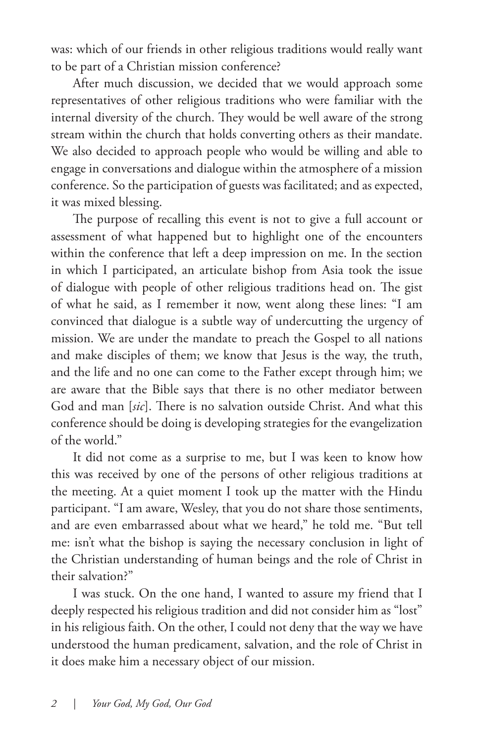was: which of our friends in other religious traditions would really want to be part of a Christian mission conference?

After much discussion, we decided that we would approach some representatives of other religious traditions who were familiar with the internal diversity of the church. They would be well aware of the strong stream within the church that holds converting others as their mandate. We also decided to approach people who would be willing and able to engage in conversations and dialogue within the atmosphere of a mission conference. So the participation of guests was facilitated; and as expected, it was mixed blessing.

The purpose of recalling this event is not to give a full account or assessment of what happened but to highlight one of the encounters within the conference that left a deep impression on me. In the section in which I participated, an articulate bishop from Asia took the issue of dialogue with people of other religious traditions head on. The gist of what he said, as I remember it now, went along these lines: "I am convinced that dialogue is a subtle way of undercutting the urgency of mission. We are under the mandate to preach the Gospel to all nations and make disciples of them; we know that Jesus is the way, the truth, and the life and no one can come to the Father except through him; we are aware that the Bible says that there is no other mediator between God and man [*sic*]. There is no salvation outside Christ. And what this conference should be doing is developing strategies for the evangelization of the world."

It did not come as a surprise to me, but I was keen to know how this was received by one of the persons of other religious traditions at the meeting. At a quiet moment I took up the matter with the Hindu participant. "I am aware, Wesley, that you do not share those sentiments, and are even embarrassed about what we heard," he told me. "But tell me: isn't what the bishop is saying the necessary conclusion in light of the Christian understanding of human beings and the role of Christ in their salvation?"

I was stuck. On the one hand, I wanted to assure my friend that I deeply respected his religious tradition and did not consider him as "lost" in his religious faith. On the other, I could not deny that the way we have understood the human predicament, salvation, and the role of Christ in it does make him a necessary object of our mission.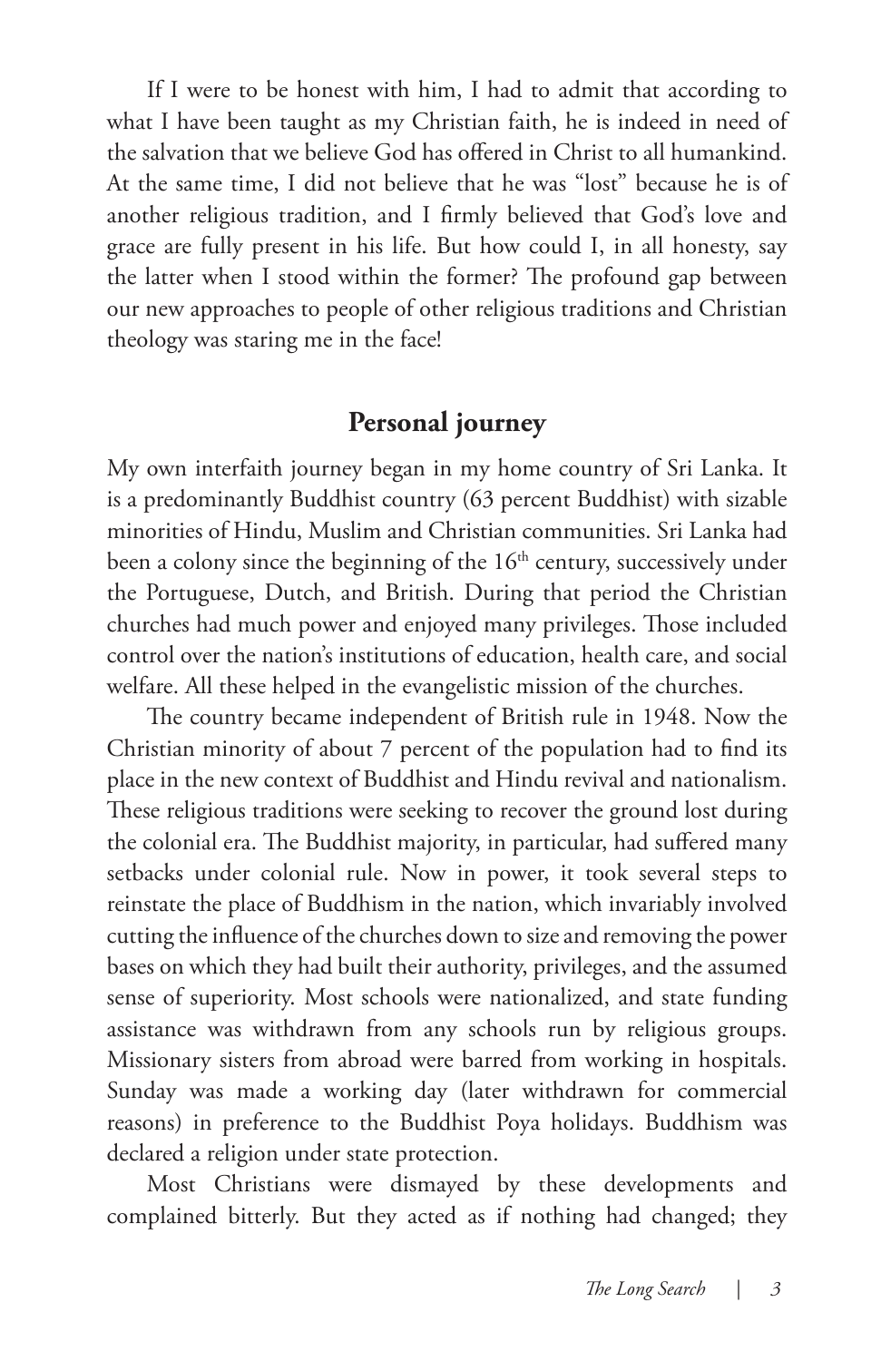If I were to be honest with him, I had to admit that according to what I have been taught as my Christian faith, he is indeed in need of the salvation that we believe God has offered in Christ to all humankind. At the same time, I did not believe that he was "lost" because he is of another religious tradition, and I firmly believed that God's love and grace are fully present in his life. But how could I, in all honesty, say the latter when I stood within the former? The profound gap between our new approaches to people of other religious traditions and Christian theology was staring me in the face!

## Personal journey

My own interfaith journey began in my home country of Sri Lanka. It is a predominantly Buddhist country (63 percent Buddhist) with sizable minorities of Hindu, Muslim and Christian communities. Sri Lanka had been a colony since the beginning of the 16th century, successively under the Portuguese, Dutch, and British. During that period the Christian churches had much power and enjoyed many privileges. Those included control over the nation's institutions of education, health care, and social welfare. All these helped in the evangelistic mission of the churches.

The country became independent of British rule in 1948. Now the Christian minority of about 7 percent of the population had to find its place in the new context of Buddhist and Hindu revival and nationalism. These religious traditions were seeking to recover the ground lost during the colonial era. The Buddhist majority, in particular, had suffered many setbacks under colonial rule. Now in power, it took several steps to reinstate the place of Buddhism in the nation, which invariably involved cutting the influence of the churches down to size and removing the power bases on which they had built their authority, privileges, and the assumed sense of superiority. Most schools were nationalized, and state funding assistance was withdrawn from any schools run by religious groups. Missionary sisters from abroad were barred from working in hospitals. Sunday was made a working day (later withdrawn for commercial reasons) in preference to the Buddhist Poya holidays. Buddhism was declared a religion under state protection.

Most Christians were dismayed by these developments and complained bitterly. But they acted as if nothing had changed; they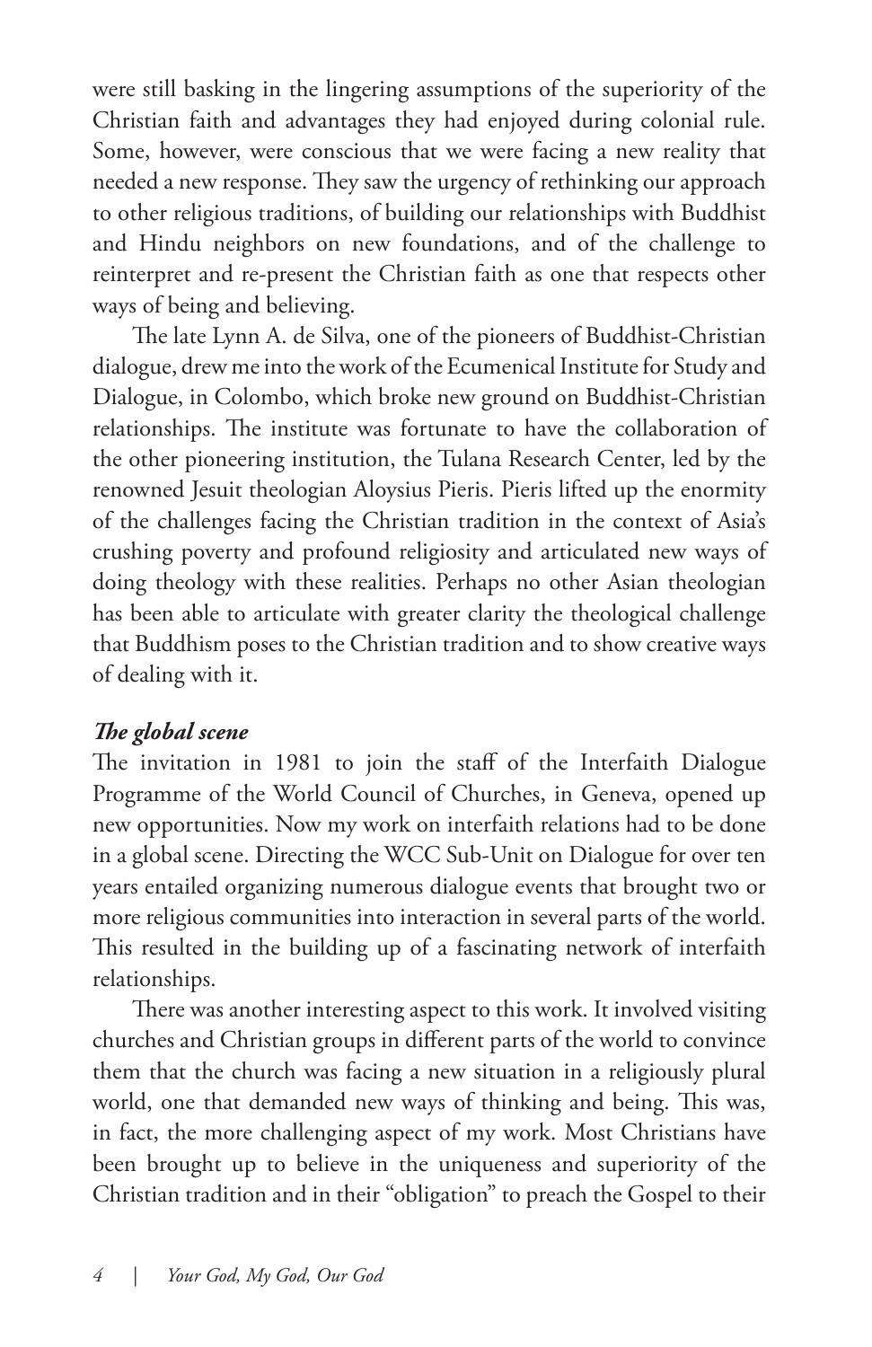were still basking in the lingering assumptions of the superiority of the Christian faith and advantages they had enjoyed during colonial rule. Some, however, were conscious that we were facing a new reality that needed a new response. They saw the urgency of rethinking our approach to other religious traditions, of building our relationships with Buddhist and Hindu neighbors on new foundations, and of the challenge to reinterpret and re-present the Christian faith as one that respects other ways of being and believing.

The late Lynn A. de Silva, one of the pioneers of Buddhist-Christian dialogue, drew me into the work of the Ecumenical Institute for Study and Dialogue, in Colombo, which broke new ground on Buddhist-Christian relationships. The institute was fortunate to have the collaboration of the other pioneering institution, the Tulana Research Center, led by the renowned Jesuit theologian Aloysius Pieris. Pieris lifted up the enormity of the challenges facing the Christian tradition in the context of Asia's crushing poverty and profound religiosity and articulated new ways of doing theology with these realities. Perhaps no other Asian theologian has been able to articulate with greater clarity the theological challenge that Buddhism poses to the Christian tradition and to show creative ways of dealing with it.

***The global scene***

The invitation in 1981 to join the staff of the Interfaith Dialogue Programme of the World Council of Churches, in Geneva, opened up new opportunities. Now my work on interfaith relations had to be done in a global scene. Directing the WCC Sub-Unit on Dialogue for over ten years entailed organizing numerous dialogue events that brought two or more religious communities into interaction in several parts of the world. This resulted in the building up of a fascinating network of interfaith relationships.

There was another interesting aspect to this work. It involved visiting churches and Christian groups in different parts of the world to convince them that the church was facing a new situation in a religiously plural world, one that demanded new ways of thinking and being. This was, in fact, the more challenging aspect of my work. Most Christians have been brought up to believe in the uniqueness and superiority of the Christian tradition and in their "obligation" to preach the Gospel to their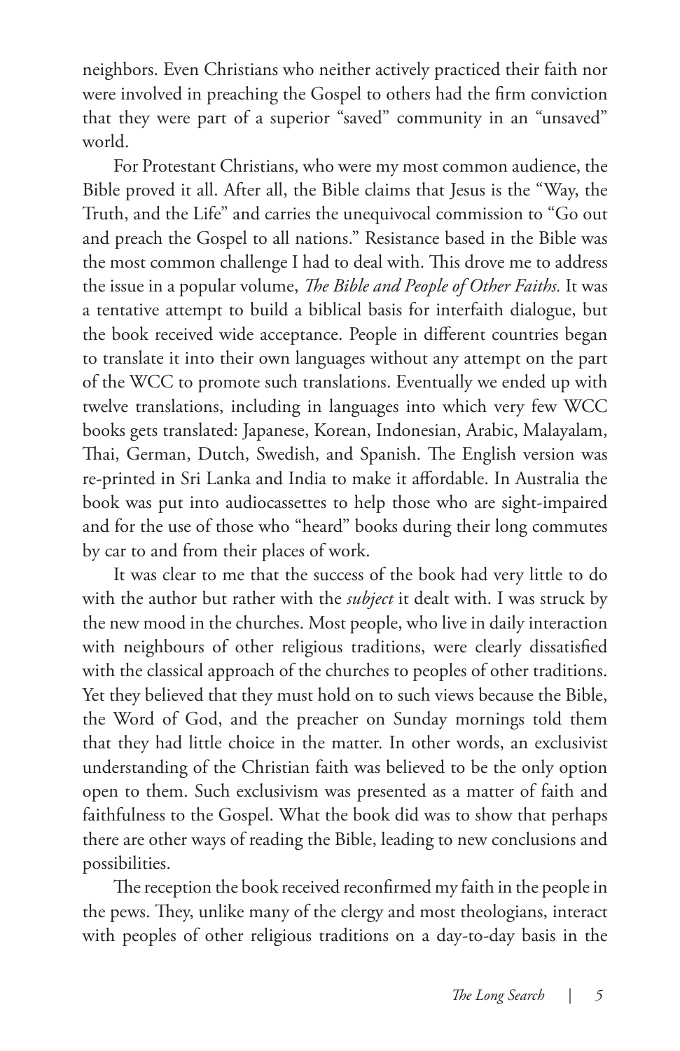neighbors. Even Christians who neither actively practiced their faith nor were involved in preaching the Gospel to others had the firm conviction that they were part of a superior "saved" community in an "unsaved" world.

For Protestant Christians, who were my most common audience, the Bible proved it all. After all, the Bible claims that Jesus is the "Way, the Truth, and the Life" and carries the unequivocal commission to "Go out and preach the Gospel to all nations." Resistance based in the Bible was the most common challenge I had to deal with. This drove me to address the issue in a popular volume, *The Bible and People of Other Faiths.* It was a tentative attempt to build a biblical basis for interfaith dialogue, but the book received wide acceptance. People in different countries began to translate it into their own languages without any attempt on the part of the WCC to promote such translations. Eventually we ended up with twelve translations, including in languages into which very few WCC books gets translated: Japanese, Korean, Indonesian, Arabic, Malayalam, Thai, German, Dutch, Swedish, and Spanish. The English version was re-printed in Sri Lanka and India to make it affordable. In Australia the book was put into audiocassettes to help those who are sight-impaired and for the use of those who "heard" books during their long commutes by car to and from their places of work.

It was clear to me that the success of the book had very little to do with the author but rather with the *subject* it dealt with. I was struck by the new mood in the churches. Most people, who live in daily interaction with neighbours of other religious traditions, were clearly dissatisfied with the classical approach of the churches to peoples of other traditions. Yet they believed that they must hold on to such views because the Bible, the Word of God, and the preacher on Sunday mornings told them that they had little choice in the matter. In other words, an exclusivist understanding of the Christian faith was believed to be the only option open to them. Such exclusivism was presented as a matter of faith and faithfulness to the Gospel. What the book did was to show that perhaps there are other ways of reading the Bible, leading to new conclusions and possibilities.

The reception the book received reconfirmed my faith in the people in the pews. They, unlike many of the clergy and most theologians, interact with peoples of other religious traditions on a day-to-day basis in the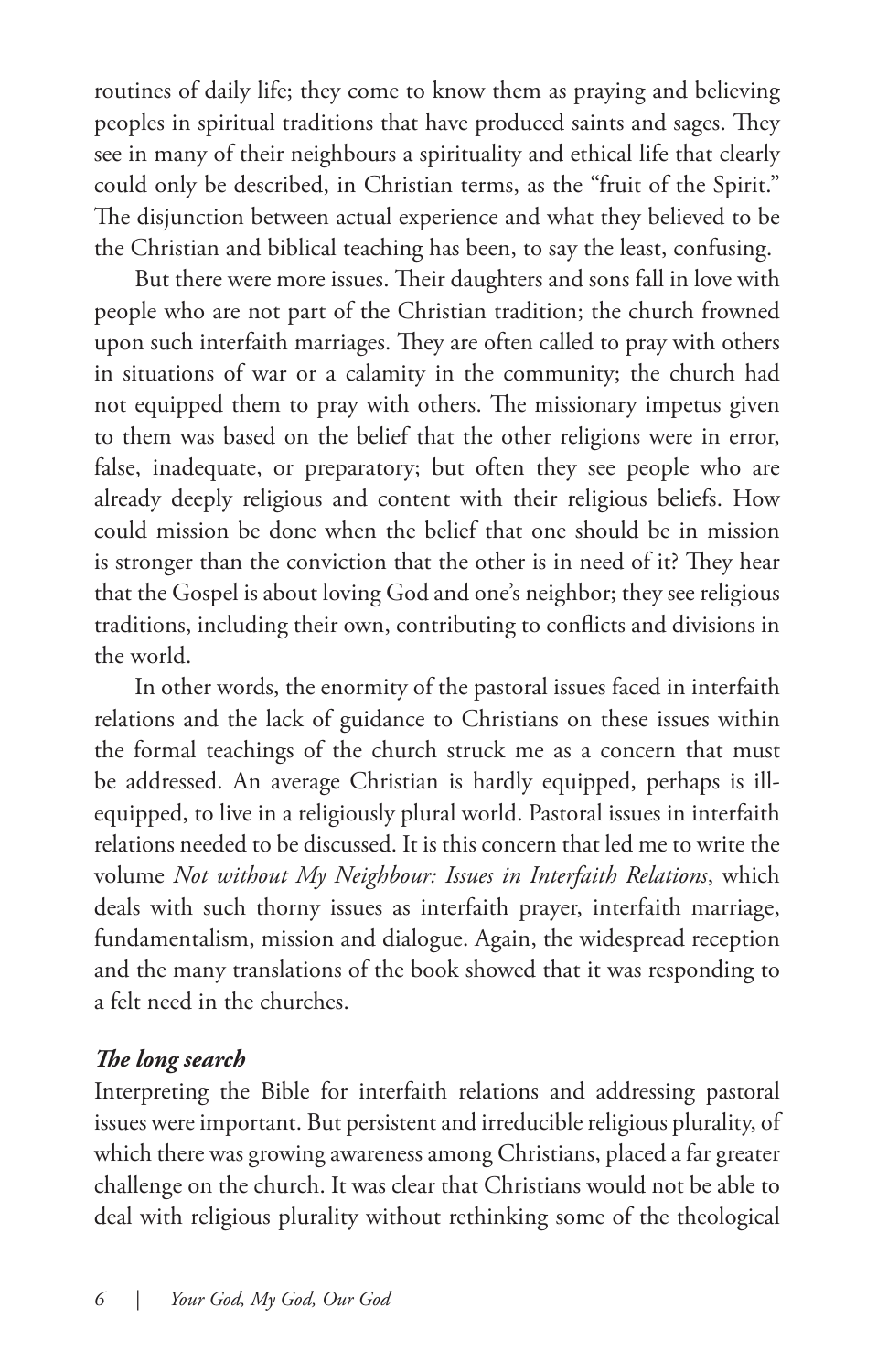routines of daily life; they come to know them as praying and believing peoples in spiritual traditions that have produced saints and sages. They see in many of their neighbours a spirituality and ethical life that clearly could only be described, in Christian terms, as the "fruit of the Spirit." The disjunction between actual experience and what they believed to be the Christian and biblical teaching has been, to say the least, confusing.

But there were more issues. Their daughters and sons fall in love with people who are not part of the Christian tradition; the church frowned upon such interfaith marriages. They are often called to pray with others in situations of war or a calamity in the community; the church had not equipped them to pray with others. The missionary impetus given to them was based on the belief that the other religions were in error, false, inadequate, or preparatory; but often they see people who are already deeply religious and content with their religious beliefs. How could mission be done when the belief that one should be in mission is stronger than the conviction that the other is in need of it? They hear that the Gospel is about loving God and one's neighbor; they see religious traditions, including their own, contributing to conflicts and divisions in the world.

In other words, the enormity of the pastoral issues faced in interfaith relations and the lack of guidance to Christians on these issues within the formal teachings of the church struck me as a concern that must be addressed. An average Christian is hardly equipped, perhaps is ill-equipped, to live in a religiously plural world. Pastoral issues in interfaith relations needed to be discussed. It is this concern that led me to write the volume *Not without My Neighbour: Issues in Interfaith Relations*, which deals with such thorny issues as interfaith prayer, interfaith marriage, fundamentalism, mission and dialogue. Again, the widespread reception and the many translations of the book showed that it was responding to a felt need in the churches.

### *The long search*

Interpreting the Bible for interfaith relations and addressing pastoral issues were important. But persistent and irreducible religious plurality, of which there was growing awareness among Christians, placed a far greater challenge on the church. It was clear that Christians would not be able to deal with religious plurality without rethinking some of the theological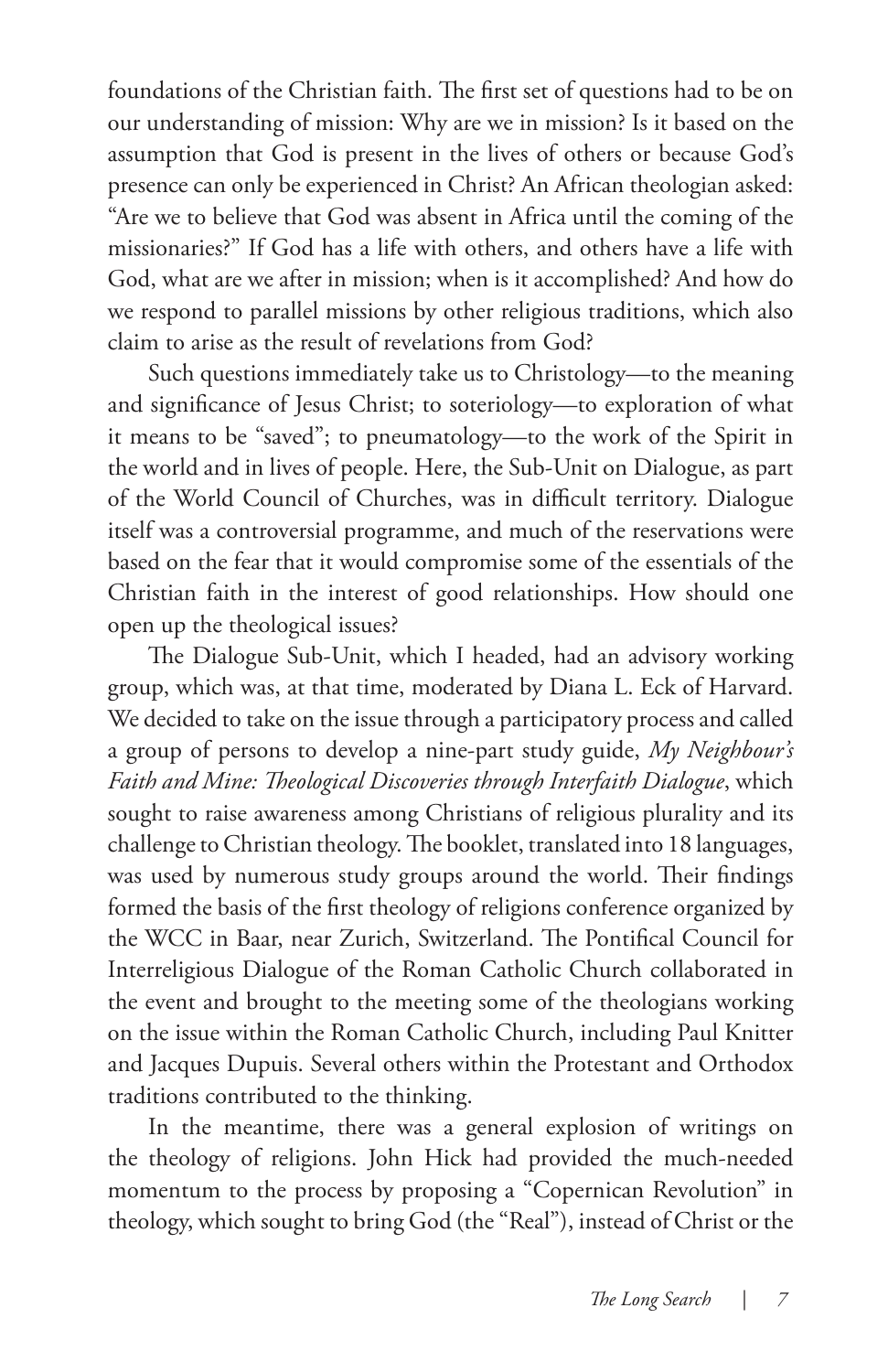foundations of the Christian faith. The first set of questions had to be on our understanding of mission: Why are we in mission? Is it based on the assumption that God is present in the lives of others or because God's presence can only be experienced in Christ? An African theologian asked: "Are we to believe that God was absent in Africa until the coming of the missionaries?" If God has a life with others, and others have a life with God, what are we after in mission; when is it accomplished? And how do we respond to parallel missions by other religious traditions, which also claim to arise as the result of revelations from God?

Such questions immediately take us to Christology—to the meaning and significance of Jesus Christ; to soteriology—to exploration of what it means to be "saved"; to pneumatology—to the work of the Spirit in the world and in lives of people. Here, the Sub-Unit on Dialogue, as part of the World Council of Churches, was in difficult territory. Dialogue itself was a controversial programme, and much of the reservations were based on the fear that it would compromise some of the essentials of the Christian faith in the interest of good relationships. How should one open up the theological issues?

The Dialogue Sub-Unit, which I headed, had an advisory working group, which was, at that time, moderated by Diana L. Eck of Harvard. We decided to take on the issue through a participatory process and called a group of persons to develop a nine-part study guide, *My Neighbour's Faith and Mine: Theological Discoveries through Interfaith Dialogue*, which sought to raise awareness among Christians of religious plurality and its challenge to Christian theology. The booklet, translated into 18 languages, was used by numerous study groups around the world. Their findings formed the basis of the first theology of religions conference organized by the WCC in Baar, near Zurich, Switzerland. The Pontifical Council for Interreligious Dialogue of the Roman Catholic Church collaborated in the event and brought to the meeting some of the theologians working on the issue within the Roman Catholic Church, including Paul Knitter and Jacques Dupuis. Several others within the Protestant and Orthodox traditions contributed to the thinking.

In the meantime, there was a general explosion of writings on the theology of religions. John Hick had provided the much-needed momentum to the process by proposing a "Copernican Revolution" in theology, which sought to bring God (the "Real"), instead of Christ or the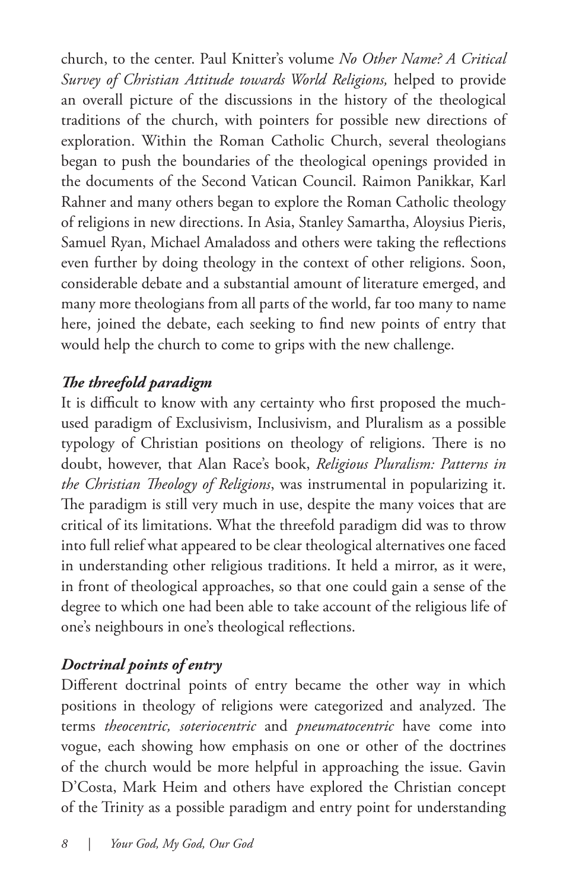church, to the center. Paul Knitter's volume *No Other Name? A Critical Survey of Christian Attitude towards World Religions,* helped to provide an overall picture of the discussions in the history of the theological traditions of the church, with pointers for possible new directions of exploration. Within the Roman Catholic Church, several theologians began to push the boundaries of the theological openings provided in the documents of the Second Vatican Council. Raimon Panikkar, Karl Rahner and many others began to explore the Roman Catholic theology of religions in new directions. In Asia, Stanley Samartha, Aloysius Pieris, Samuel Ryan, Michael Amaladoss and others were taking the reflections even further by doing theology in the context of other religions. Soon, considerable debate and a substantial amount of literature emerged, and many more theologians from all parts of the world, far too many to name here, joined the debate, each seeking to find new points of entry that would help the church to come to grips with the new challenge.

### *The threefold paradigm*

It is difficult to know with any certainty who first proposed the much-used paradigm of Exclusivism, Inclusivism, and Pluralism as a possible typology of Christian positions on theology of religions. There is no doubt, however, that Alan Race's book, *Religious Pluralism: Patterns in the Christian Theology of Religions*, was instrumental in popularizing it. The paradigm is still very much in use, despite the many voices that are critical of its limitations. What the threefold paradigm did was to throw into full relief what appeared to be clear theological alternatives one faced in understanding other religious traditions. It held a mirror, as it were, in front of theological approaches, so that one could gain a sense of the degree to which one had been able to take account of the religious life of one's neighbours in one's theological reflections.

### *Doctrinal points of entry*

Different doctrinal points of entry became the other way in which positions in theology of religions were categorized and analyzed. The terms *theocentric, soteriocentric* and *pneumatocentric* have come into vogue, each showing how emphasis on one or other of the doctrines of the church would be more helpful in approaching the issue. Gavin D'Costa, Mark Heim and others have explored the Christian concept of the Trinity as a possible paradigm and entry point for understanding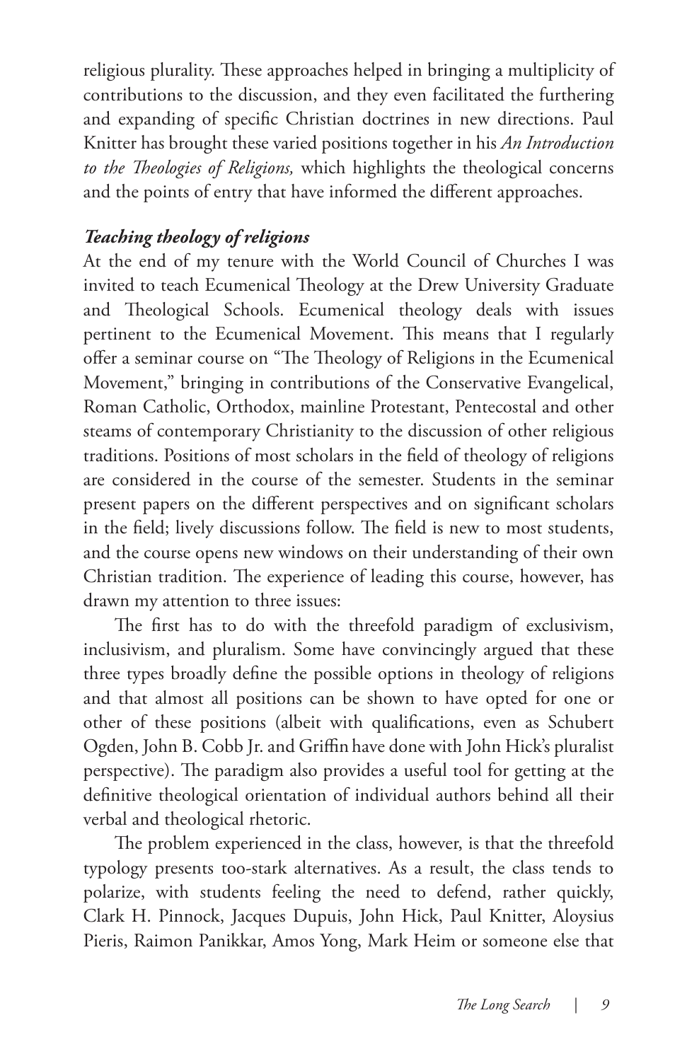religious plurality. These approaches helped in bringing a multiplicity of contributions to the discussion, and they even facilitated the furthering and expanding of specific Christian doctrines in new directions. Paul Knitter has brought these varied positions together in his *An Introduction to the Theologies of Religions,* which highlights the theological concerns and the points of entry that have informed the different approaches.

### *Teaching theology of religions*

At the end of my tenure with the World Council of Churches I was invited to teach Ecumenical Theology at the Drew University Graduate and Theological Schools. Ecumenical theology deals with issues pertinent to the Ecumenical Movement. This means that I regularly offer a seminar course on "The Theology of Religions in the Ecumenical Movement," bringing in contributions of the Conservative Evangelical, Roman Catholic, Orthodox, mainline Protestant, Pentecostal and other steams of contemporary Christianity to the discussion of other religious traditions. Positions of most scholars in the field of theology of religions are considered in the course of the semester. Students in the seminar present papers on the different perspectives and on significant scholars in the field; lively discussions follow. The field is new to most students, and the course opens new windows on their understanding of their own Christian tradition. The experience of leading this course, however, has drawn my attention to three issues:

The first has to do with the threefold paradigm of exclusivism, inclusivism, and pluralism. Some have convincingly argued that these three types broadly define the possible options in theology of religions and that almost all positions can be shown to have opted for one or other of these positions (albeit with qualifications, even as Schubert Ogden, John B. Cobb Jr. and Griffin have done with John Hick's pluralist perspective). The paradigm also provides a useful tool for getting at the definitive theological orientation of individual authors behind all their verbal and theological rhetoric.

The problem experienced in the class, however, is that the threefold typology presents too-stark alternatives. As a result, the class tends to polarize, with students feeling the need to defend, rather quickly, Clark H. Pinnock, Jacques Dupuis, John Hick, Paul Knitter, Aloysius Pieris, Raimon Panikkar, Amos Yong, Mark Heim or someone else that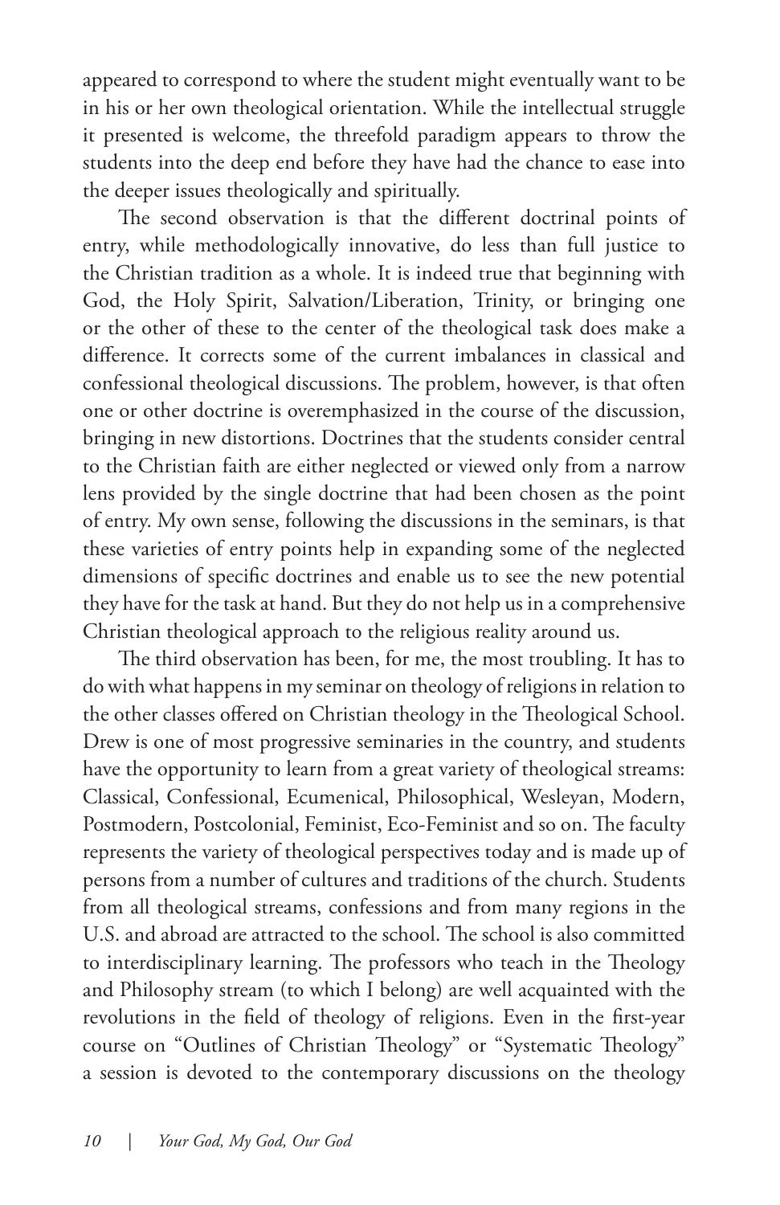appeared to correspond to where the student might eventually want to be in his or her own theological orientation. While the intellectual struggle it presented is welcome, the threefold paradigm appears to throw the students into the deep end before they have had the chance to ease into the deeper issues theologically and spiritually.

The second observation is that the different doctrinal points of entry, while methodologically innovative, do less than full justice to the Christian tradition as a whole. It is indeed true that beginning with God, the Holy Spirit, Salvation/Liberation, Trinity, or bringing one or the other of these to the center of the theological task does make a difference. It corrects some of the current imbalances in classical and confessional theological discussions. The problem, however, is that often one or other doctrine is overemphasized in the course of the discussion, bringing in new distortions. Doctrines that the students consider central to the Christian faith are either neglected or viewed only from a narrow lens provided by the single doctrine that had been chosen as the point of entry. My own sense, following the discussions in the seminars, is that these varieties of entry points help in expanding some of the neglected dimensions of specific doctrines and enable us to see the new potential they have for the task at hand. But they do not help us in a comprehensive Christian theological approach to the religious reality around us.

The third observation has been, for me, the most troubling. It has to do with what happens in my seminar on theology of religions in relation to the other classes offered on Christian theology in the Theological School. Drew is one of most progressive seminaries in the country, and students have the opportunity to learn from a great variety of theological streams: Classical, Confessional, Ecumenical, Philosophical, Wesleyan, Modern, Postmodern, Postcolonial, Feminist, Eco-Feminist and so on. The faculty represents the variety of theological perspectives today and is made up of persons from a number of cultures and traditions of the church. Students from all theological streams, confessions and from many regions in the U.S. and abroad are attracted to the school. The school is also committed to interdisciplinary learning. The professors who teach in the Theology and Philosophy stream (to which I belong) are well acquainted with the revolutions in the field of theology of religions. Even in the first-year course on "Outlines of Christian Theology" or "Systematic Theology" a session is devoted to the contemporary discussions on the theology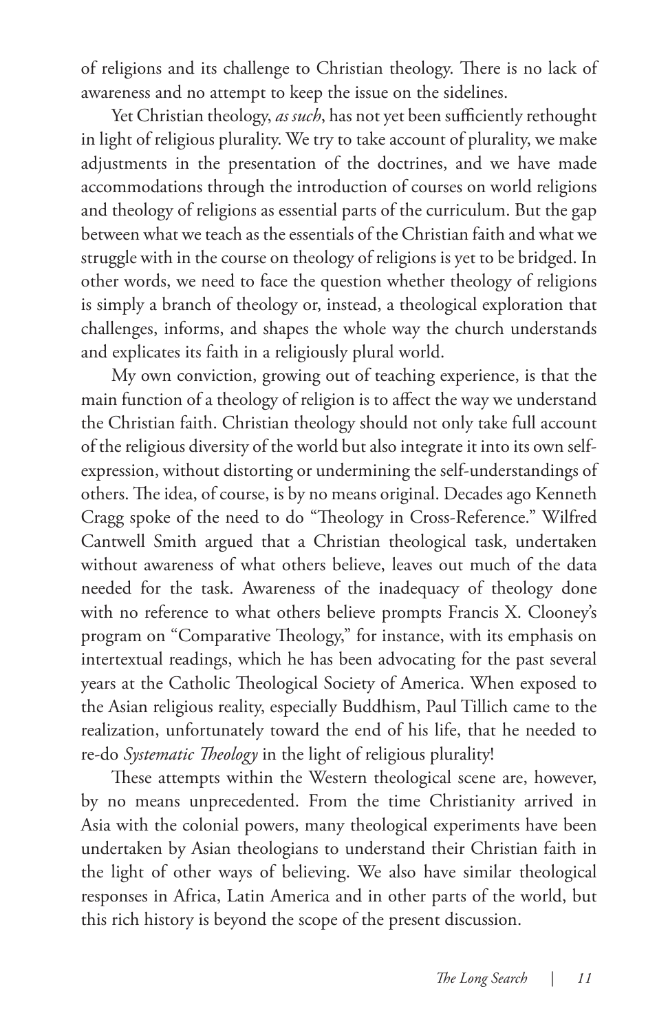of religions and its challenge to Christian theology. There is no lack of awareness and no attempt to keep the issue on the sidelines.

Yet Christian theology, *as such*, has not yet been sufficiently rethought in light of religious plurality. We try to take account of plurality, we make adjustments in the presentation of the doctrines, and we have made accommodations through the introduction of courses on world religions and theology of religions as essential parts of the curriculum. But the gap between what we teach as the essentials of the Christian faith and what we struggle with in the course on theology of religions is yet to be bridged. In other words, we need to face the question whether theology of religions is simply a branch of theology or, instead, a theological exploration that challenges, informs, and shapes the whole way the church understands and explicates its faith in a religiously plural world.

My own conviction, growing out of teaching experience, is that the main function of a theology of religion is to affect the way we understand the Christian faith. Christian theology should not only take full account of the religious diversity of the world but also integrate it into its own self-expression, without distorting or undermining the self-understandings of others. The idea, of course, is by no means original. Decades ago Kenneth Cragg spoke of the need to do "Theology in Cross-Reference." Wilfred Cantwell Smith argued that a Christian theological task, undertaken without awareness of what others believe, leaves out much of the data needed for the task. Awareness of the inadequacy of theology done with no reference to what others believe prompts Francis X. Clooney's program on "Comparative Theology," for instance, with its emphasis on intertextual readings, which he has been advocating for the past several years at the Catholic Theological Society of America. When exposed to the Asian religious reality, especially Buddhism, Paul Tillich came to the realization, unfortunately toward the end of his life, that he needed to re-do *Systematic Theology* in the light of religious plurality!

These attempts within the Western theological scene are, however, by no means unprecedented. From the time Christianity arrived in Asia with the colonial powers, many theological experiments have been undertaken by Asian theologians to understand their Christian faith in the light of other ways of believing. We also have similar theological responses in Africa, Latin America and in other parts of the world, but this rich history is beyond the scope of the present discussion.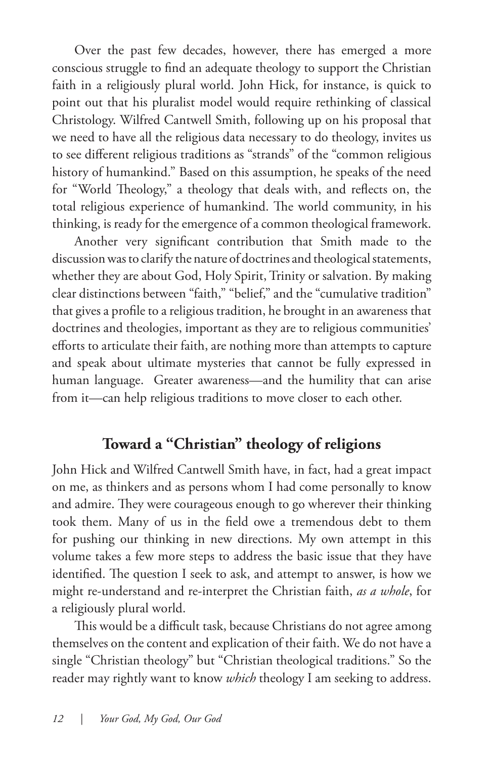Over the past few decades, however, there has emerged a more conscious struggle to find an adequate theology to support the Christian faith in a religiously plural world. John Hick, for instance, is quick to point out that his pluralist model would require rethinking of classical Christology. Wilfred Cantwell Smith, following up on his proposal that we need to have all the religious data necessary to do theology, invites us to see different religious traditions as "strands" of the "common religious history of humankind." Based on this assumption, he speaks of the need for "World Theology," a theology that deals with, and reflects on, the total religious experience of humankind. The world community, in his thinking, is ready for the emergence of a common theological framework.

Another very significant contribution that Smith made to the discussion was to clarify the nature of doctrines and theological statements, whether they are about God, Holy Spirit, Trinity or salvation. By making clear distinctions between "faith," "belief," and the "cumulative tradition" that gives a profile to a religious tradition, he brought in an awareness that doctrines and theologies, important as they are to religious communities' efforts to articulate their faith, are nothing more than attempts to capture and speak about ultimate mysteries that cannot be fully expressed in human language. Greater awareness—and the humility that can arise from it—can help religious traditions to move closer to each other.

## Toward a "Christian" theology of religions

John Hick and Wilfred Cantwell Smith have, in fact, had a great impact on me, as thinkers and as persons whom I had come personally to know and admire. They were courageous enough to go wherever their thinking took them. Many of us in the field owe a tremendous debt to them for pushing our thinking in new directions. My own attempt in this volume takes a few more steps to address the basic issue that they have identified. The question I seek to ask, and attempt to answer, is how we might re-understand and re-interpret the Christian faith, *as a whole*, for a religiously plural world.

This would be a difficult task, because Christians do not agree among themselves on the content and explication of their faith. We do not have a single "Christian theology" but "Christian theological traditions." So the reader may rightly want to know *which* theology I am seeking to address.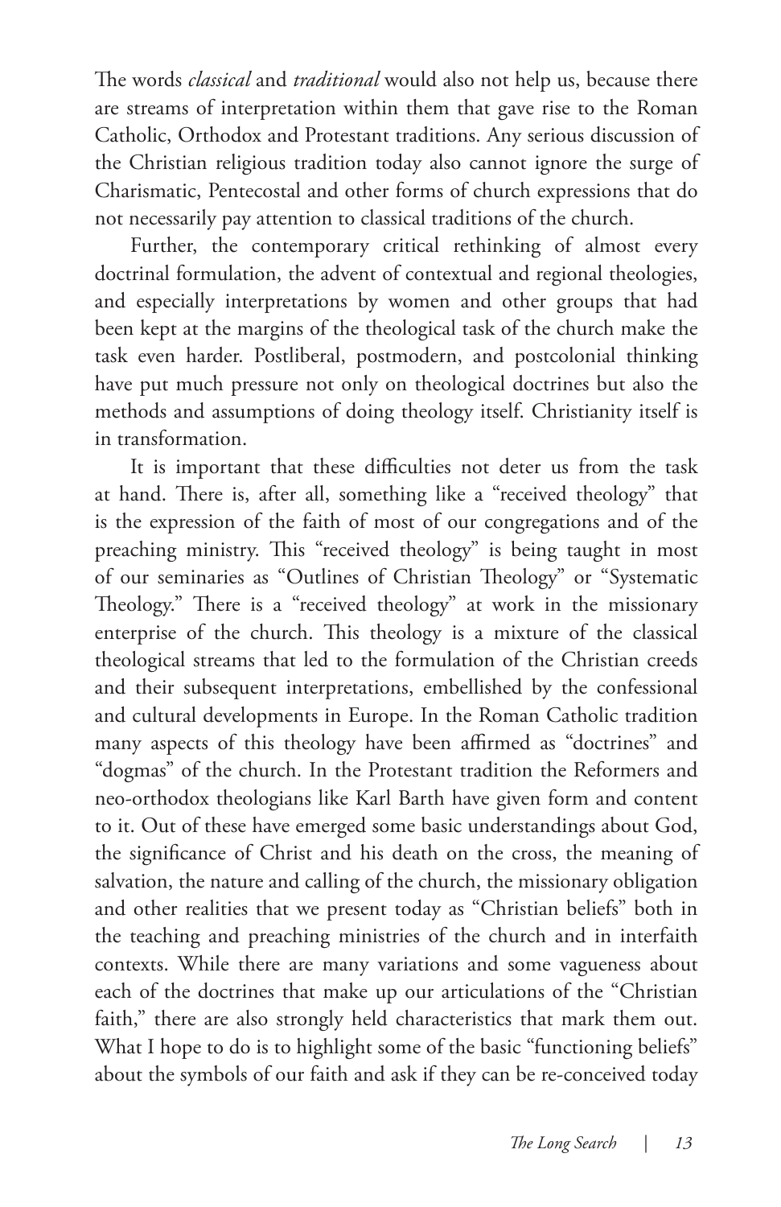The words *classical* and *traditional* would also not help us, because there are streams of interpretation within them that gave rise to the Roman Catholic, Orthodox and Protestant traditions. Any serious discussion of the Christian religious tradition today also cannot ignore the surge of Charismatic, Pentecostal and other forms of church expressions that do not necessarily pay attention to classical traditions of the church.

Further, the contemporary critical rethinking of almost every doctrinal formulation, the advent of contextual and regional theologies, and especially interpretations by women and other groups that had been kept at the margins of the theological task of the church make the task even harder. Postliberal, postmodern, and postcolonial thinking have put much pressure not only on theological doctrines but also the methods and assumptions of doing theology itself. Christianity itself is in transformation.

It is important that these difficulties not deter us from the task at hand. There is, after all, something like a "received theology" that is the expression of the faith of most of our congregations and of the preaching ministry. This "received theology" is being taught in most of our seminaries as "Outlines of Christian Theology" or "Systematic Theology." There is a "received theology" at work in the missionary enterprise of the church. This theology is a mixture of the classical theological streams that led to the formulation of the Christian creeds and their subsequent interpretations, embellished by the confessional and cultural developments in Europe. In the Roman Catholic tradition many aspects of this theology have been affirmed as "doctrines" and "dogmas" of the church. In the Protestant tradition the Reformers and neo-orthodox theologians like Karl Barth have given form and content to it. Out of these have emerged some basic understandings about God, the significance of Christ and his death on the cross, the meaning of salvation, the nature and calling of the church, the missionary obligation and other realities that we present today as "Christian beliefs" both in the teaching and preaching ministries of the church and in interfaith contexts. While there are many variations and some vagueness about each of the doctrines that make up our articulations of the "Christian faith," there are also strongly held characteristics that mark them out. What I hope to do is to highlight some of the basic "functioning beliefs" about the symbols of our faith and ask if they can be re-conceived today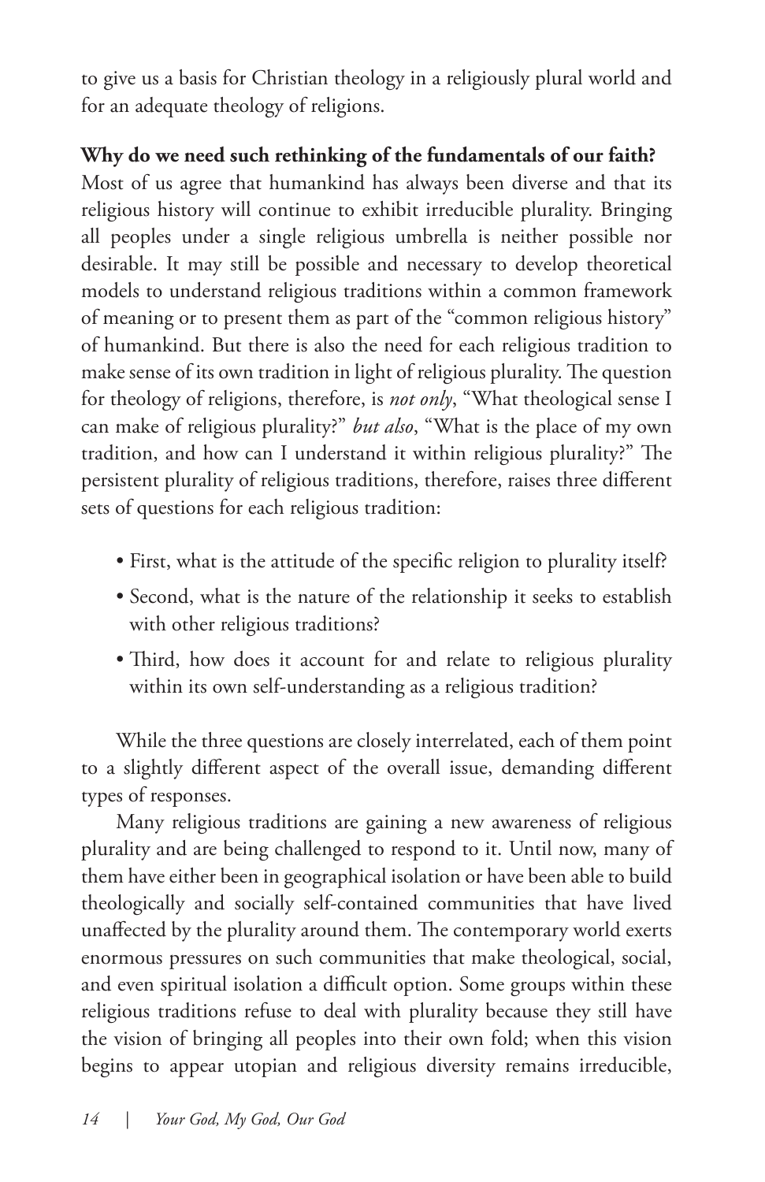to give us a basis for Christian theology in a religiously plural world and for an adequate theology of religions.

**Why do we need such rethinking of the fundamentals of our faith?** Most of us agree that humankind has always been diverse and that its religious history will continue to exhibit irreducible plurality. Bringing all peoples under a single religious umbrella is neither possible nor desirable. It may still be possible and necessary to develop theoretical models to understand religious traditions within a common framework of meaning or to present them as part of the "common religious history" of humankind. But there is also the need for each religious tradition to make sense of its own tradition in light of religious plurality. The question for theology of religions, therefore, is *not only*, "What theological sense I can make of religious plurality?" *but also*, "What is the place of my own tradition, and how can I understand it within religious plurality?" The persistent plurality of religious traditions, therefore, raises three different sets of questions for each religious tradition:

- First, what is the attitude of the specific religion to plurality itself?
- Second, what is the nature of the relationship it seeks to establish with other religious traditions?
- Third, how does it account for and relate to religious plurality within its own self-understanding as a religious tradition?

While the three questions are closely interrelated, each of them point to a slightly different aspect of the overall issue, demanding different types of responses.

Many religious traditions are gaining a new awareness of religious plurality and are being challenged to respond to it. Until now, many of them have either been in geographical isolation or have been able to build theologically and socially self-contained communities that have lived unaffected by the plurality around them. The contemporary world exerts enormous pressures on such communities that make theological, social, and even spiritual isolation a difficult option. Some groups within these religious traditions refuse to deal with plurality because they still have the vision of bringing all peoples into their own fold; when this vision begins to appear utopian and religious diversity remains irreducible,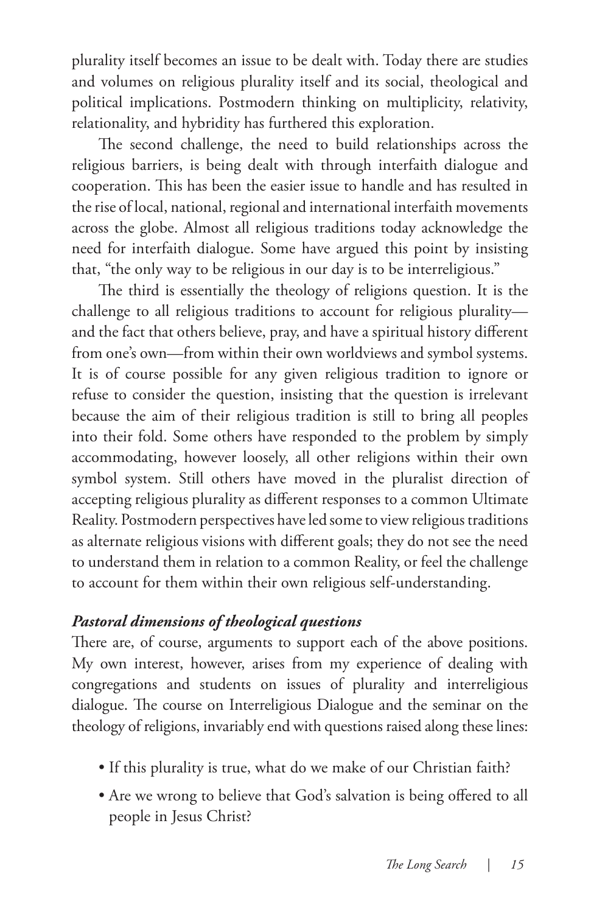plurality itself becomes an issue to be dealt with. Today there are studies and volumes on religious plurality itself and its social, theological and political implications. Postmodern thinking on multiplicity, relativity, relationality, and hybridity has furthered this exploration.

The second challenge, the need to build relationships across the religious barriers, is being dealt with through interfaith dialogue and cooperation. This has been the easier issue to handle and has resulted in the rise of local, national, regional and international interfaith movements across the globe. Almost all religious traditions today acknowledge the need for interfaith dialogue. Some have argued this point by insisting that, "the only way to be religious in our day is to be interreligious."

The third is essentially the theology of religions question. It is the challenge to all religious traditions to account for religious plurality—and the fact that others believe, pray, and have a spiritual history different from one's own—from within their own worldviews and symbol systems. It is of course possible for any given religious tradition to ignore or refuse to consider the question, insisting that the question is irrelevant because the aim of their religious tradition is still to bring all peoples into their fold. Some others have responded to the problem by simply accommodating, however loosely, all other religions within their own symbol system. Still others have moved in the pluralist direction of accepting religious plurality as different responses to a common Ultimate Reality. Postmodern perspectives have led some to view religious traditions as alternate religious visions with different goals; they do not see the need to understand them in relation to a common Reality, or feel the challenge to account for them within their own religious self-understanding.

### *Pastoral dimensions of theological questions*

There are, of course, arguments to support each of the above positions. My own interest, however, arises from my experience of dealing with congregations and students on issues of plurality and interreligious dialogue. The course on Interreligious Dialogue and the seminar on the theology of religions, invariably end with questions raised along these lines:

- If this plurality is true, what do we make of our Christian faith?
- Are we wrong to believe that God's salvation is being offered to all people in Jesus Christ?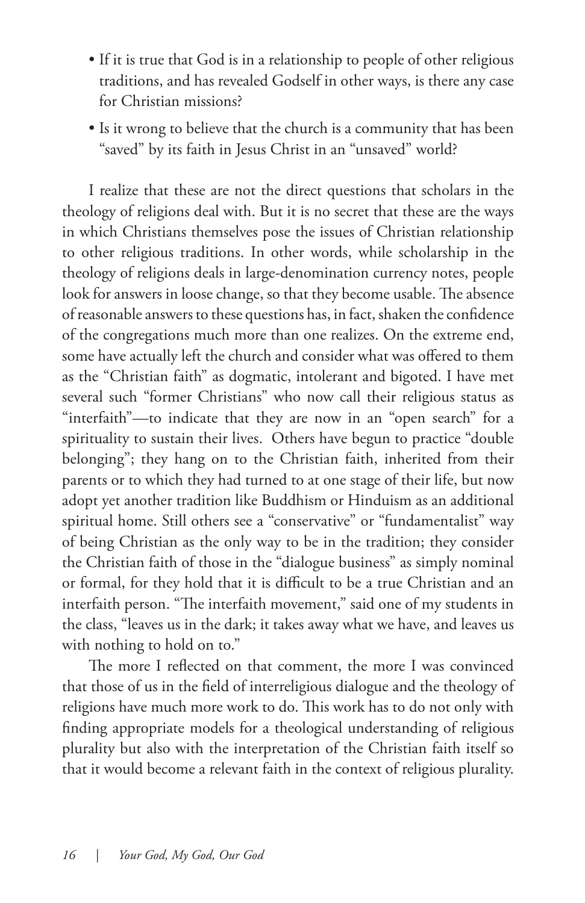- If it is true that God is in a relationship to people of other religious traditions, and has revealed Godself in other ways, is there any case for Christian missions?
- Is it wrong to believe that the church is a community that has been "saved" by its faith in Jesus Christ in an "unsaved" world?

I realize that these are not the direct questions that scholars in the theology of religions deal with. But it is no secret that these are the ways in which Christians themselves pose the issues of Christian relationship to other religious traditions. In other words, while scholarship in the theology of religions deals in large-denomination currency notes, people look for answers in loose change, so that they become usable. The absence of reasonable answers to these questions has, in fact, shaken the confidence of the congregations much more than one realizes. On the extreme end, some have actually left the church and consider what was offered to them as the "Christian faith" as dogmatic, intolerant and bigoted. I have met several such "former Christians" who now call their religious status as "interfaith"—to indicate that they are now in an "open search" for a spirituality to sustain their lives. Others have begun to practice "double belonging"; they hang on to the Christian faith, inherited from their parents or to which they had turned to at one stage of their life, but now adopt yet another tradition like Buddhism or Hinduism as an additional spiritual home. Still others see a "conservative" or "fundamentalist" way of being Christian as the only way to be in the tradition; they consider the Christian faith of those in the "dialogue business" as simply nominal or formal, for they hold that it is difficult to be a true Christian and an interfaith person. "The interfaith movement," said one of my students in the class, "leaves us in the dark; it takes away what we have, and leaves us with nothing to hold on to."

The more I reflected on that comment, the more I was convinced that those of us in the field of interreligious dialogue and the theology of religions have much more work to do. This work has to do not only with finding appropriate models for a theological understanding of religious plurality but also with the interpretation of the Christian faith itself so that it would become a relevant faith in the context of religious plurality.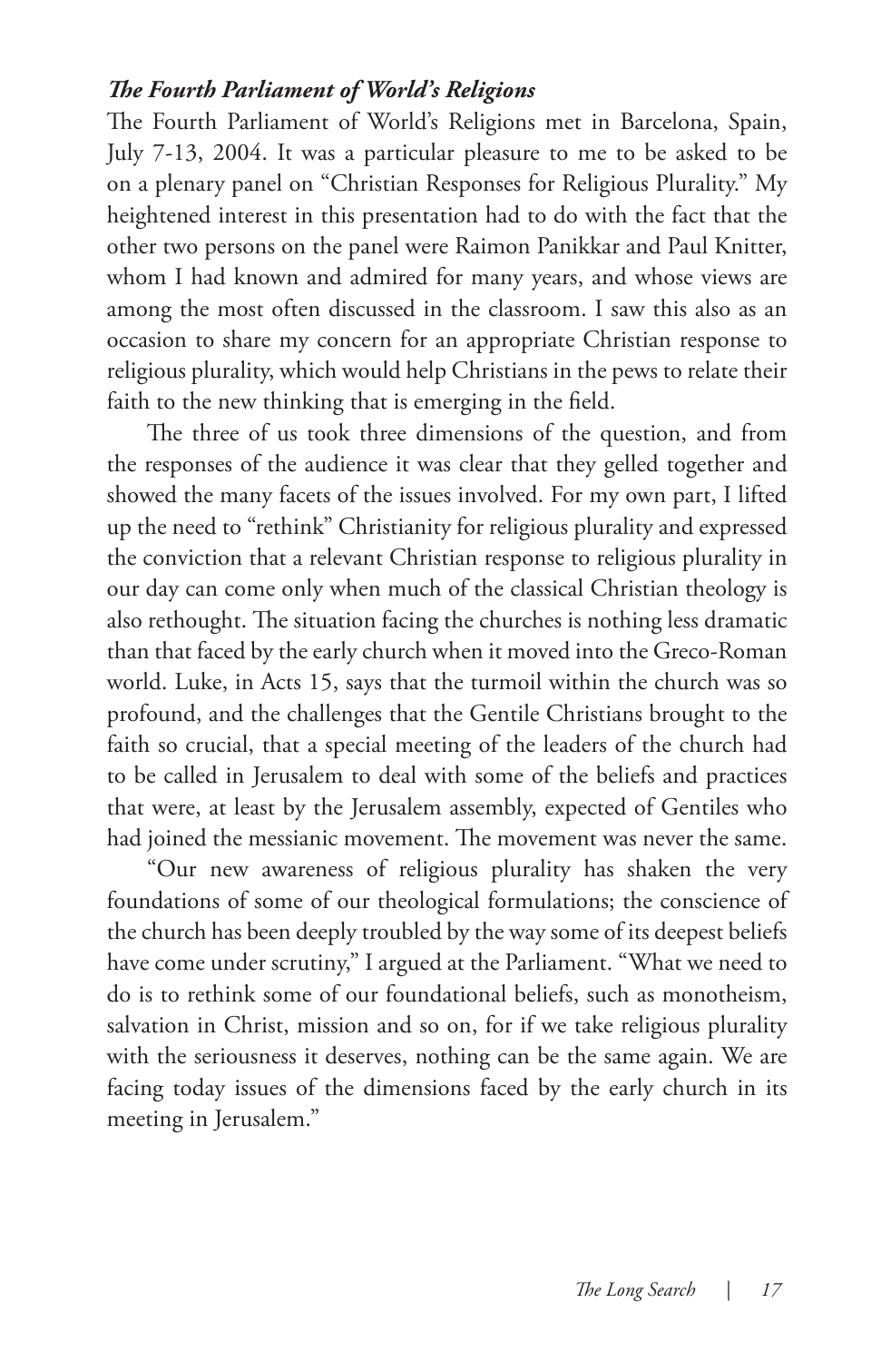### ***The Fourth Parliament of World's Religions***

The Fourth Parliament of World's Religions met in Barcelona, Spain, July 7-13, 2004. It was a particular pleasure to me to be asked to be on a plenary panel on "Christian Responses for Religious Plurality." My heightened interest in this presentation had to do with the fact that the other two persons on the panel were Raimon Panikkar and Paul Knitter, whom I had known and admired for many years, and whose views are among the most often discussed in the classroom. I saw this also as an occasion to share my concern for an appropriate Christian response to religious plurality, which would help Christians in the pews to relate their faith to the new thinking that is emerging in the field.

The three of us took three dimensions of the question, and from the responses of the audience it was clear that they gelled together and showed the many facets of the issues involved. For my own part, I lifted up the need to "rethink" Christianity for religious plurality and expressed the conviction that a relevant Christian response to religious plurality in our day can come only when much of the classical Christian theology is also rethought. The situation facing the churches is nothing less dramatic than that faced by the early church when it moved into the Greco-Roman world. Luke, in Acts 15, says that the turmoil within the church was so profound, and the challenges that the Gentile Christians brought to the faith so crucial, that a special meeting of the leaders of the church had to be called in Jerusalem to deal with some of the beliefs and practices that were, at least by the Jerusalem assembly, expected of Gentiles who had joined the messianic movement. The movement was never the same.

"Our new awareness of religious plurality has shaken the very foundations of some of our theological formulations; the conscience of the church has been deeply troubled by the way some of its deepest beliefs have come under scrutiny," I argued at the Parliament. "What we need to do is to rethink some of our foundational beliefs, such as monotheism, salvation in Christ, mission and so on, for if we take religious plurality with the seriousness it deserves, nothing can be the same again. We are facing today issues of the dimensions faced by the early church in its meeting in Jerusalem."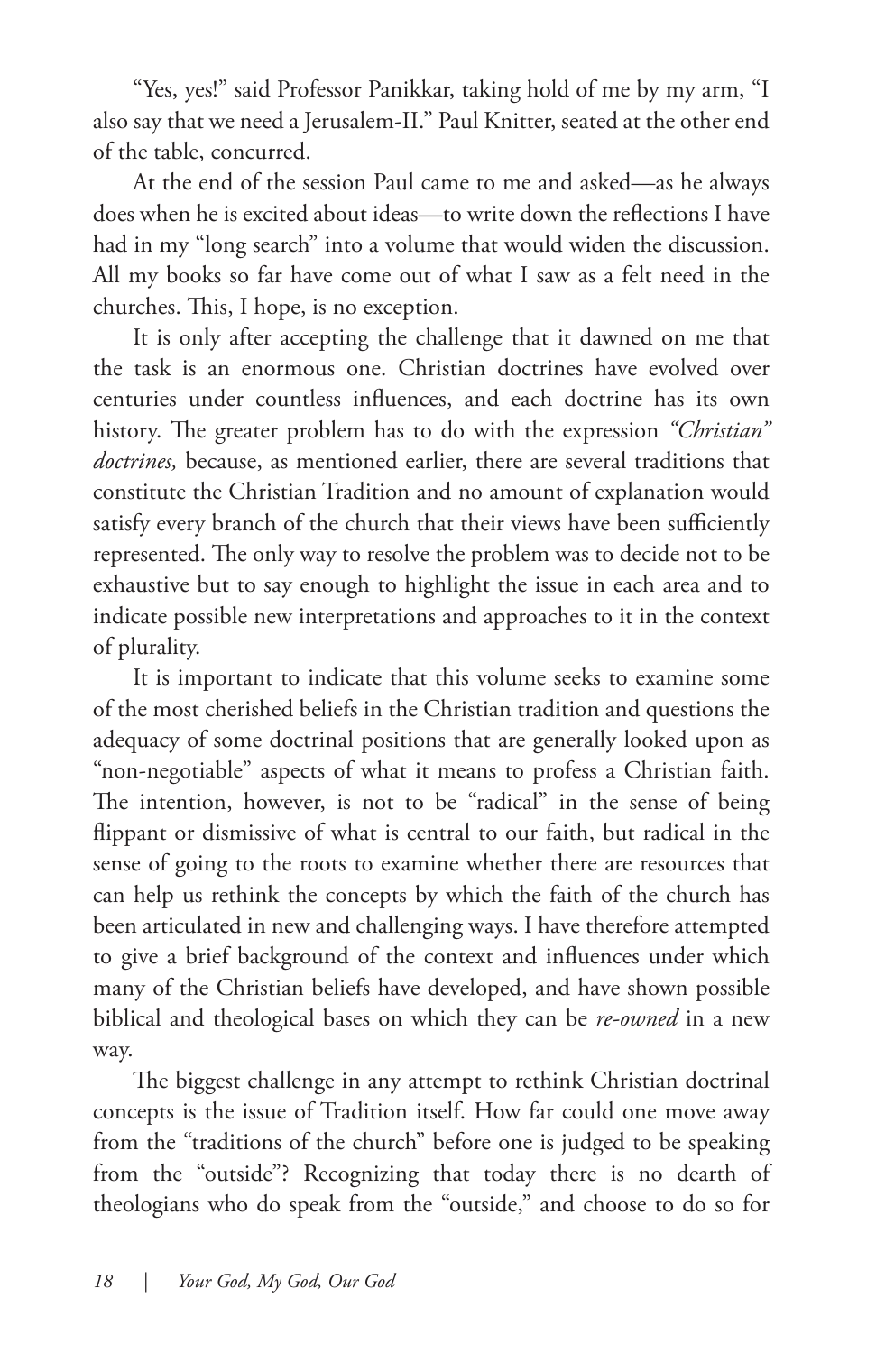"Yes, yes!" said Professor Panikkar, taking hold of me by my arm, "I also say that we need a Jerusalem-II." Paul Knitter, seated at the other end of the table, concurred.

At the end of the session Paul came to me and asked—as he always does when he is excited about ideas—to write down the reflections I have had in my "long search" into a volume that would widen the discussion. All my books so far have come out of what I saw as a felt need in the churches. This, I hope, is no exception.

It is only after accepting the challenge that it dawned on me that the task is an enormous one. Christian doctrines have evolved over centuries under countless influences, and each doctrine has its own history. The greater problem has to do with the expression *"Christian" doctrines,* because, as mentioned earlier, there are several traditions that constitute the Christian Tradition and no amount of explanation would satisfy every branch of the church that their views have been sufficiently represented. The only way to resolve the problem was to decide not to be exhaustive but to say enough to highlight the issue in each area and to indicate possible new interpretations and approaches to it in the context of plurality.

It is important to indicate that this volume seeks to examine some of the most cherished beliefs in the Christian tradition and questions the adequacy of some doctrinal positions that are generally looked upon as "non-negotiable" aspects of what it means to profess a Christian faith. The intention, however, is not to be "radical" in the sense of being flippant or dismissive of what is central to our faith, but radical in the sense of going to the roots to examine whether there are resources that can help us rethink the concepts by which the faith of the church has been articulated in new and challenging ways. I have therefore attempted to give a brief background of the context and influences under which many of the Christian beliefs have developed, and have shown possible biblical and theological bases on which they can be *re-owned* in a new way.

The biggest challenge in any attempt to rethink Christian doctrinal concepts is the issue of Tradition itself. How far could one move away from the "traditions of the church" before one is judged to be speaking from the "outside"? Recognizing that today there is no dearth of theologians who do speak from the "outside," and choose to do so for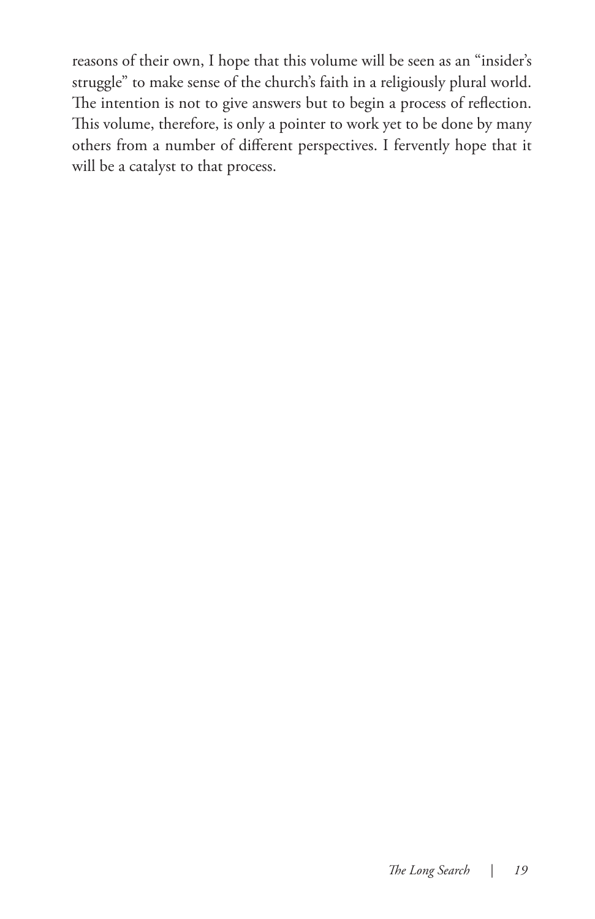reasons of their own, I hope that this volume will be seen as an "insider's struggle" to make sense of the church's faith in a religiously plural world. The intention is not to give answers but to begin a process of reflection. This volume, therefore, is only a pointer to work yet to be done by many others from a number of different perspectives. I fervently hope that it will be a catalyst to that process.